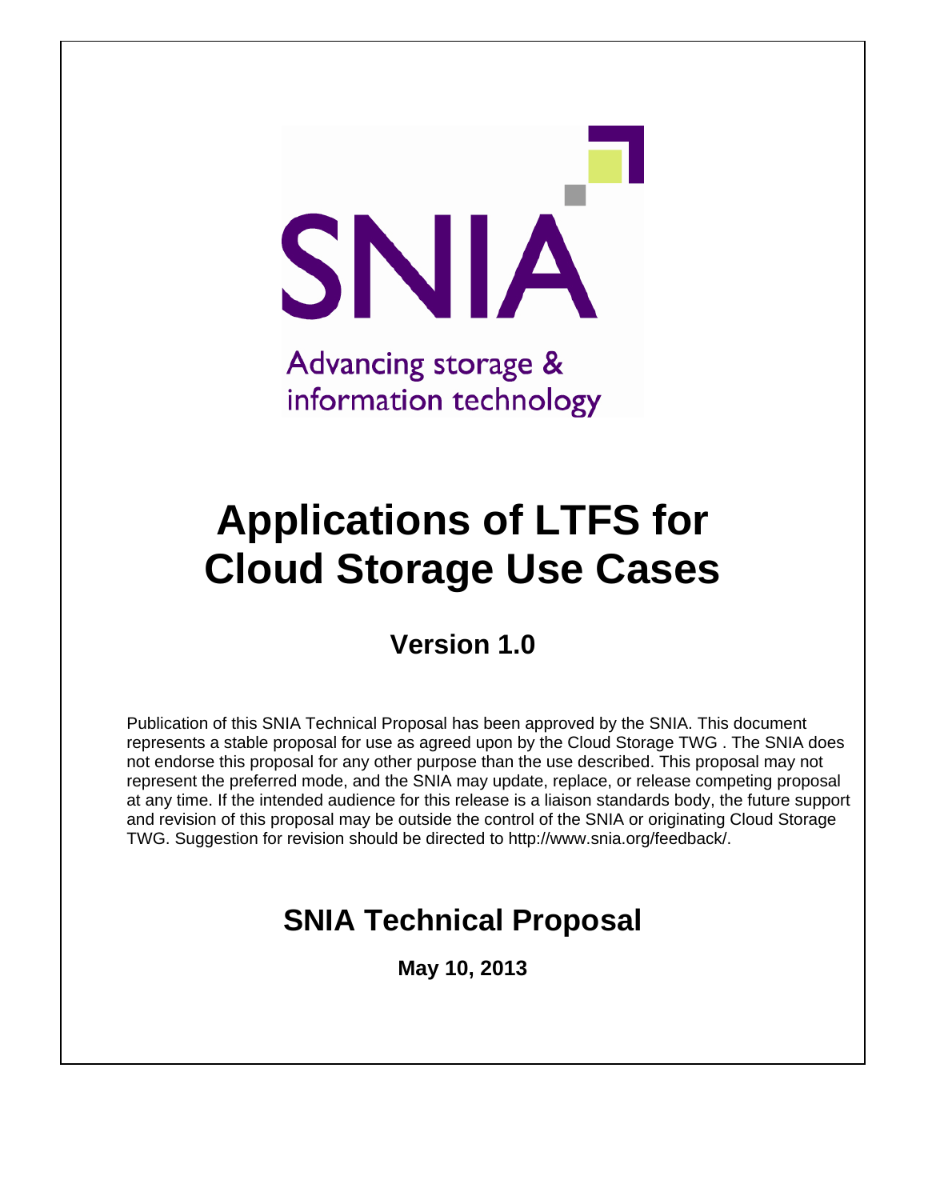SNIA

Advancing storage & information technology

# Applications of LTFS for Cloud Storage Use Cases

## Version 1.0

Publication of this SNIA Technical Proposal has been approved by the SNIA. This document represents a stable proposal for use as agreed upon by the Cloud Storage TWG . The SNIA does not endorse this proposal for any other purpose than the use described. This proposal may not represent the preferred mode, and the SNIA may update, replace, or release competing proposal at any time. If the intended audience for this release is a liaison standards body, the future support and revision of this proposal may be outside the control of the SNIA or originating Cloud Storage TWG. Suggestion for revision should be directed to http://www.snia.org/feedback/.

## SNIA Technical Proposal

**May 10, 2013**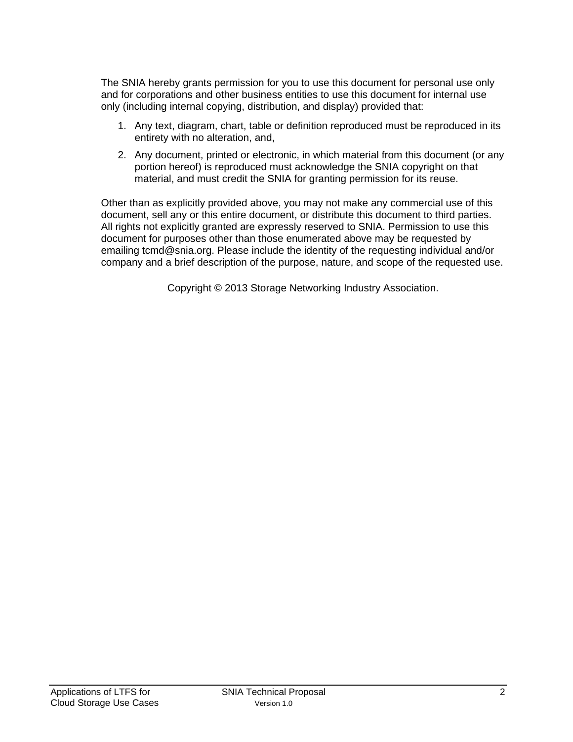The SNIA hereby grants permission for you to use this document for personal use only and for corporations and other business entities to use this document for internal use only (including internal copying, distribution, and display) provided that:

1. Any text, diagram, chart, table or definition reproduced must be reproduced in its entirety with no alteration, and,
2. Any document, printed or electronic, in which material from this document (or any portion hereof) is reproduced must acknowledge the SNIA copyright on that material, and must credit the SNIA for granting permission for its reuse.

Other than as explicitly provided above, you may not make any commercial use of this document, sell any or this entire document, or distribute this document to third parties. All rights not explicitly granted are expressly reserved to SNIA. Permission to use this document for purposes other than those enumerated above may be requested by emailing tcmd@snia.org. Please include the identity of the requesting individual and/or company and a brief description of the purpose, nature, and scope of the requested use.

Copyright © 2013 Storage Networking Industry Association.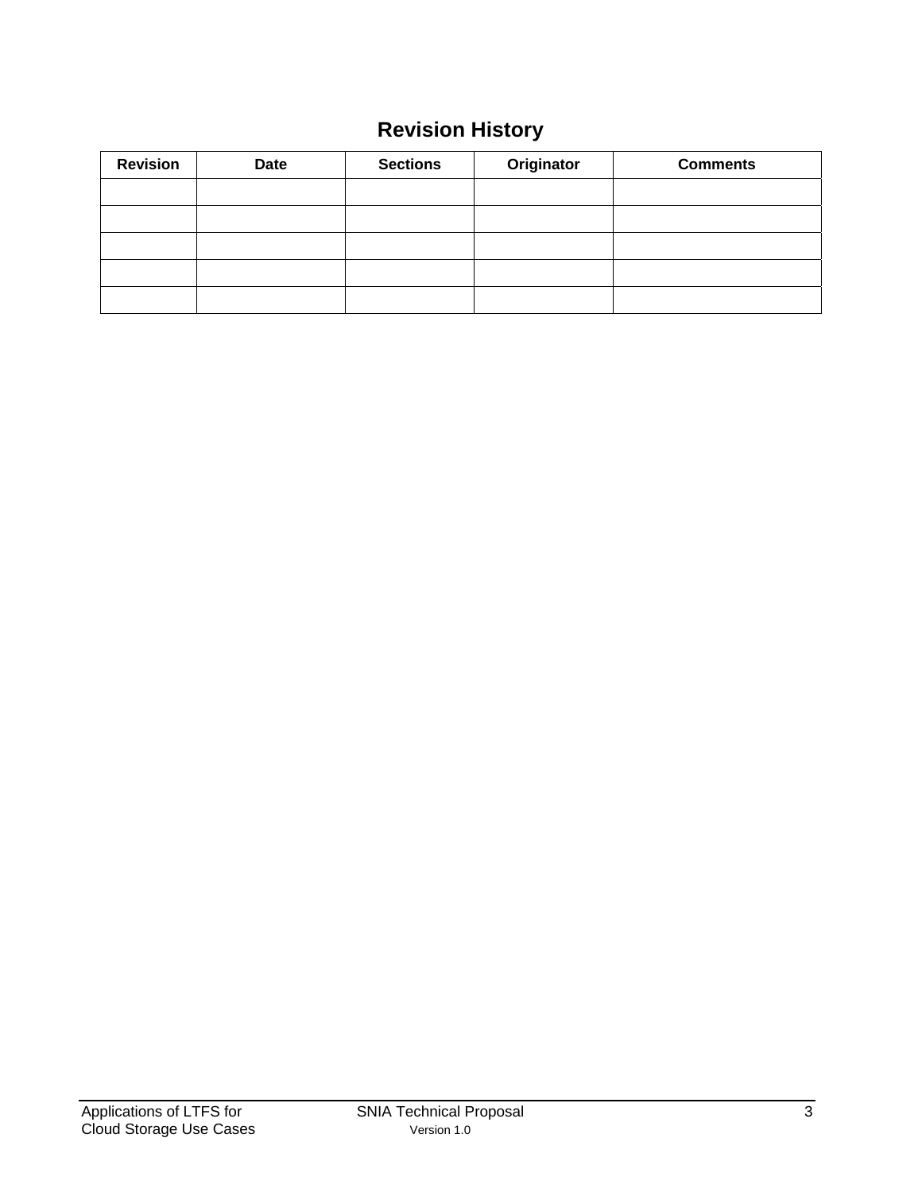# Revision History

| Revision | Date | Sections | Originator | Comments |
|---|---|---|---|---|
| | | | | |
| | | | | |
| | | | | |
| | | | | |
| | | | | |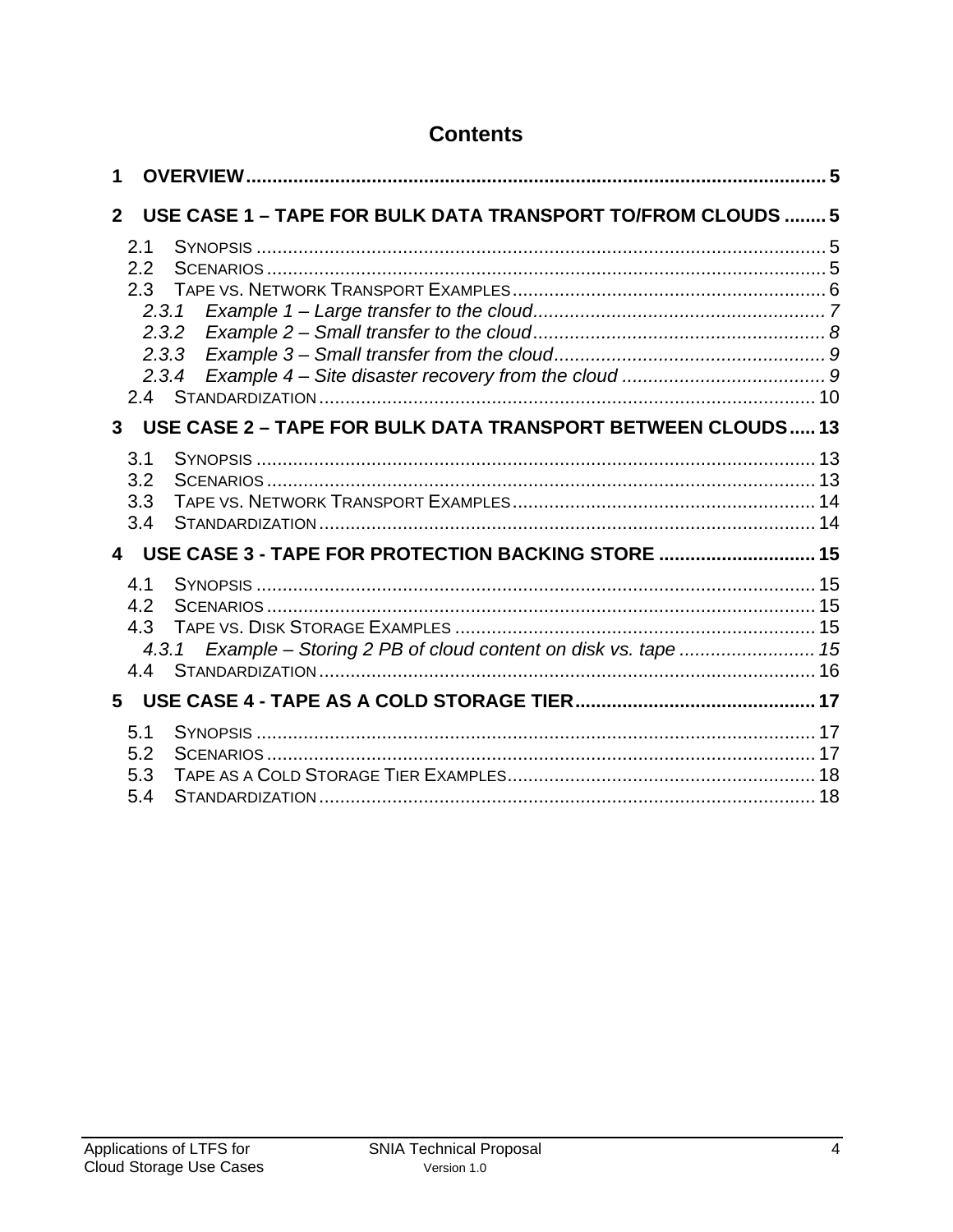# Contents

**1 OVERVIEW** .......... **5**

**2 USE CASE 1 – TAPE FOR BULK DATA TRANSPORT TO/FROM CLOUDS** .......... **5**

- 2.1 SYNOPSIS .......... 5
- 2.2 SCENARIOS .......... 5
- 2.3 TAPE VS. NETWORK TRANSPORT EXAMPLES .......... 6
  - *2.3.1 Example 1 – Large transfer to the cloud* .......... *7*
  - *2.3.2 Example 2 – Small transfer to the cloud* .......... *8*
  - *2.3.3 Example 3 – Small transfer from the cloud* .......... *9*
  - *2.3.4 Example 4 – Site disaster recovery from the cloud* .......... *9*
- 2.4 STANDARDIZATION .......... 10

**3 USE CASE 2 – TAPE FOR BULK DATA TRANSPORT BETWEEN CLOUDS** .......... **13**

- 3.1 SYNOPSIS .......... 13
- 3.2 SCENARIOS .......... 13
- 3.3 TAPE VS. NETWORK TRANSPORT EXAMPLES .......... 14
- 3.4 STANDARDIZATION .......... 14

**4 USE CASE 3 - TAPE FOR PROTECTION BACKING STORE** .......... **15**

- 4.1 SYNOPSIS .......... 15
- 4.2 SCENARIOS .......... 15
- 4.3 TAPE VS. DISK STORAGE EXAMPLES .......... 15
  - *4.3.1 Example – Storing 2 PB of cloud content on disk vs. tape* .......... *15*
- 4.4 STANDARDIZATION .......... 16

**5 USE CASE 4 - TAPE AS A COLD STORAGE TIER** .......... **17**

- 5.1 SYNOPSIS .......... 17
- 5.2 SCENARIOS .......... 17
- 5.3 TAPE AS A COLD STORAGE TIER EXAMPLES .......... 18
- 5.4 STANDARDIZATION .......... 18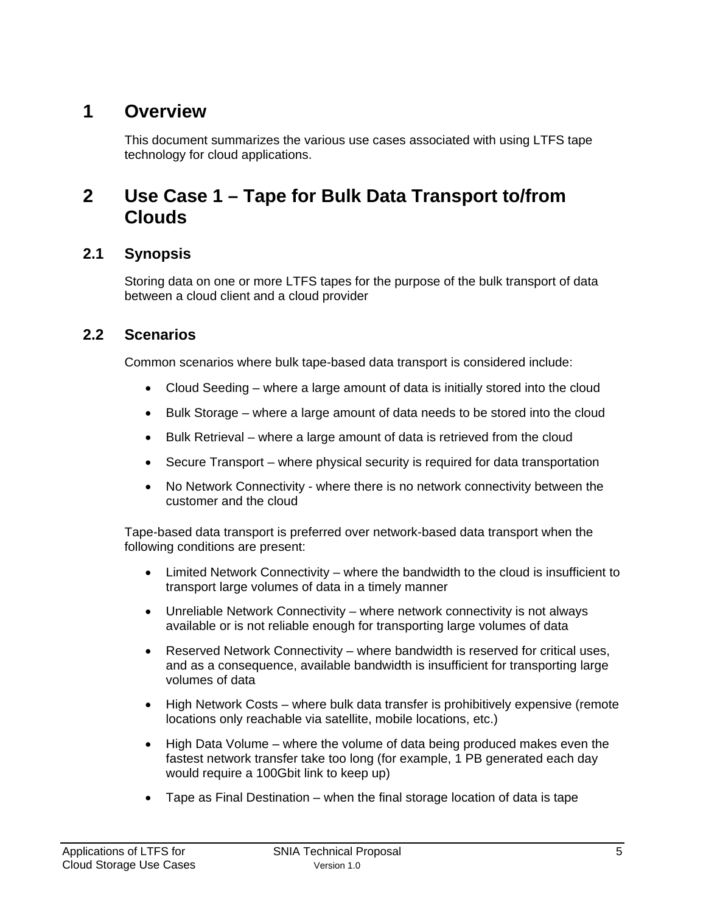# 1 Overview

This document summarizes the various use cases associated with using LTFS tape technology for cloud applications.

# 2 Use Case 1 – Tape for Bulk Data Transport to/from Clouds

## 2.1 Synopsis

Storing data on one or more LTFS tapes for the purpose of the bulk transport of data between a cloud client and a cloud provider

## 2.2 Scenarios

Common scenarios where bulk tape-based data transport is considered include:

- Cloud Seeding – where a large amount of data is initially stored into the cloud
- Bulk Storage – where a large amount of data needs to be stored into the cloud
- Bulk Retrieval – where a large amount of data is retrieved from the cloud
- Secure Transport – where physical security is required for data transportation
- No Network Connectivity - where there is no network connectivity between the customer and the cloud

Tape-based data transport is preferred over network-based data transport when the following conditions are present:

- Limited Network Connectivity – where the bandwidth to the cloud is insufficient to transport large volumes of data in a timely manner
- Unreliable Network Connectivity – where network connectivity is not always available or is not reliable enough for transporting large volumes of data
- Reserved Network Connectivity – where bandwidth is reserved for critical uses, and as a consequence, available bandwidth is insufficient for transporting large volumes of data
- High Network Costs – where bulk data transfer is prohibitively expensive (remote locations only reachable via satellite, mobile locations, etc.)
- High Data Volume – where the volume of data being produced makes even the fastest network transfer take too long (for example, 1 PB generated each day would require a 100Gbit link to keep up)
- Tape as Final Destination – when the final storage location of data is tape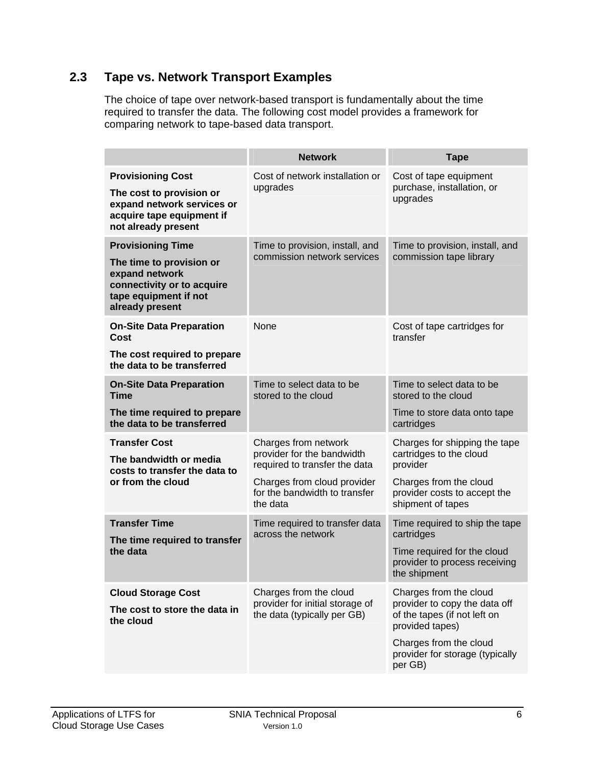## 2.3 Tape vs. Network Transport Examples

The choice of tape over network-based transport is fundamentally about the time required to transfer the data. The following cost model provides a framework for comparing network to tape-based data transport.

| | Network | Tape |
|---|---|---|
| **Provisioning Cost**<br>**The cost to provision or expand network services or acquire tape equipment if not already present** | Cost of network installation or upgrades | Cost of tape equipment purchase, installation, or upgrades |
| **Provisioning Time**<br>**The time to provision or expand network connectivity or to acquire tape equipment if not already present** | Time to provision, install, and commission network services | Time to provision, install, and commission tape library |
| **On-Site Data Preparation Cost**<br>**The cost required to prepare the data to be transferred** | None | Cost of tape cartridges for transfer |
| **On-Site Data Preparation Time**<br>**The time required to prepare the data to be transferred** | Time to select data to be stored to the cloud | Time to select data to be stored to the cloud<br>Time to store data onto tape cartridges |
| **Transfer Cost**<br>**The bandwidth or media costs to transfer the data to or from the cloud** | Charges from network provider for the bandwidth required to transfer the data<br>Charges from cloud provider for the bandwidth to transfer the data | Charges for shipping the tape cartridges to the cloud provider<br>Charges from the cloud provider costs to accept the shipment of tapes |
| **Transfer Time**<br>**The time required to transfer the data** | Time required to transfer data across the network | Time required to ship the tape cartridges<br>Time required for the cloud provider to process receiving the shipment |
| **Cloud Storage Cost**<br>**The cost to store the data in the cloud** | Charges from the cloud provider for initial storage of the data (typically per GB) | Charges from the cloud provider to copy the data off of the tapes (if not left on provided tapes)<br>Charges from the cloud provider for storage (typically per GB) |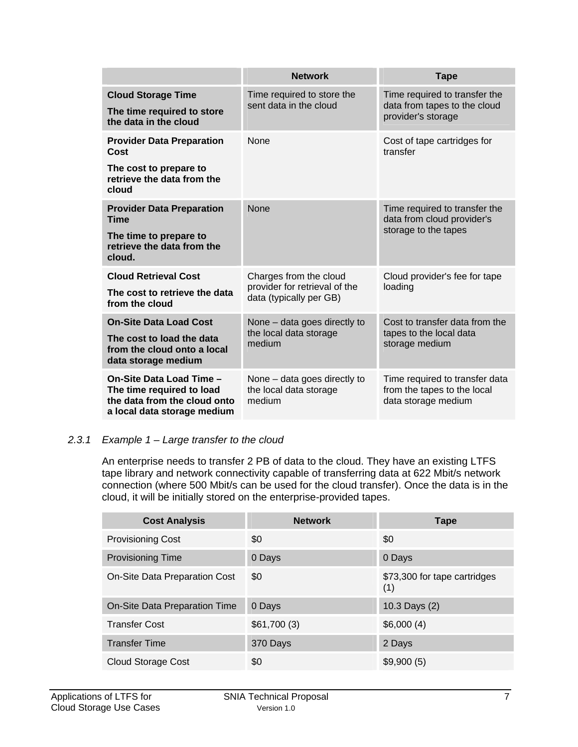| | Network | Tape |
|---|---|---|
| **Cloud Storage Time**<br>**The time required to store the data in the cloud** | Time required to store the sent data in the cloud | Time required to transfer the data from tapes to the cloud provider's storage |
| **Provider Data Preparation Cost**<br>**The cost to prepare to retrieve the data from the cloud** | None | Cost of tape cartridges for transfer |
| **Provider Data Preparation Time**<br>**The time to prepare to retrieve the data from the cloud.** | None | Time required to transfer the data from cloud provider's storage to the tapes |
| **Cloud Retrieval Cost**<br>**The cost to retrieve the data from the cloud** | Charges from the cloud provider for retrieval of the data (typically per GB) | Cloud provider's fee for tape loading |
| **On-Site Data Load Cost**<br>**The cost to load the data from the cloud onto a local data storage medium** | None – data goes directly to the local data storage medium | Cost to transfer data from the tapes to the local data storage medium |
| **On-Site Data Load Time – The time required to load the data from the cloud onto a local data storage medium** | None – data goes directly to the local data storage medium | Time required to transfer data from the tapes to the local data storage medium |

### 2.3.1 *Example 1 – Large transfer to the cloud*

An enterprise needs to transfer 2 PB of data to the cloud. They have an existing LTFS tape library and network connectivity capable of transferring data at 622 Mbit/s network connection (where 500 Mbit/s can be used for the cloud transfer). Once the data is in the cloud, it will be initially stored on the enterprise-provided tapes.

| Cost Analysis | Network | Tape |
|---|---|---|
| Provisioning Cost | $0 | $0 |
| Provisioning Time | 0 Days | 0 Days |
| On-Site Data Preparation Cost | $0 | $73,300 for tape cartridges (1) |
| On-Site Data Preparation Time | 0 Days | 10.3 Days (2) |
| Transfer Cost | $61,700 (3) | $6,000 (4) |
| Transfer Time | 370 Days | 2 Days |
| Cloud Storage Cost | $0 | $9,900 (5) |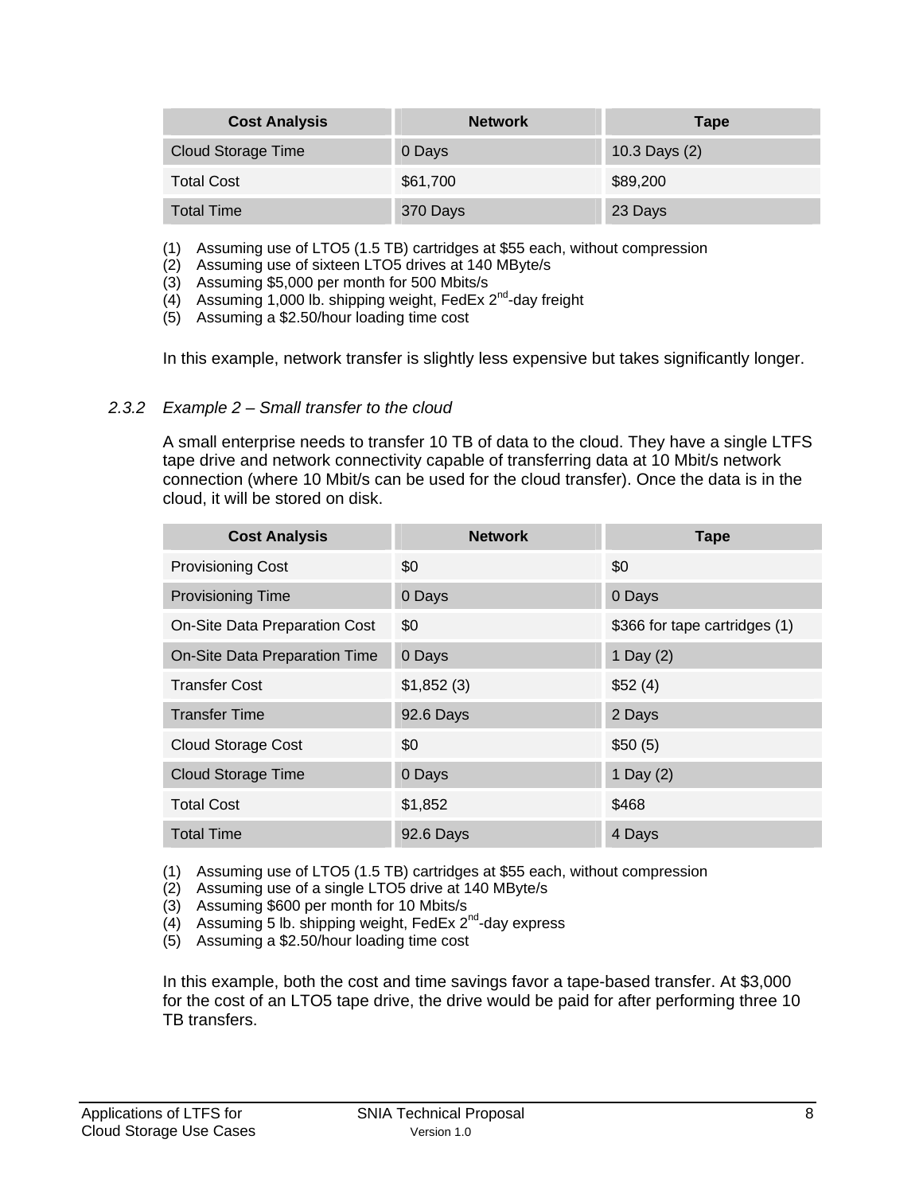| Cost Analysis | Network | Tape |
| --- | --- | --- |
| Cloud Storage Time | 0 Days | 10.3 Days (2) |
| Total Cost | $61,700 | $89,200 |
| Total Time | 370 Days | 23 Days |

(1) Assuming use of LTO5 (1.5 TB) cartridges at $55 each, without compression
(2) Assuming use of sixteen LTO5 drives at 140 MByte/s
(3) Assuming $5,000 per month for 500 Mbits/s
(4) Assuming 1,000 lb. shipping weight, FedEx 2nd-day freight
(5) Assuming a $2.50/hour loading time cost

In this example, network transfer is slightly less expensive but takes significantly longer.

### 2.3.2 *Example 2 – Small transfer to the cloud*

A small enterprise needs to transfer 10 TB of data to the cloud. They have a single LTFS tape drive and network connectivity capable of transferring data at 10 Mbit/s network connection (where 10 Mbit/s can be used for the cloud transfer). Once the data is in the cloud, it will be stored on disk.

| Cost Analysis | Network | Tape |
| --- | --- | --- |
| Provisioning Cost | $0 | $0 |
| Provisioning Time | 0 Days | 0 Days |
| On-Site Data Preparation Cost | $0 | $366 for tape cartridges (1) |
| On-Site Data Preparation Time | 0 Days | 1 Day (2) |
| Transfer Cost | $1,852 (3) | $52 (4) |
| Transfer Time | 92.6 Days | 2 Days |
| Cloud Storage Cost | $0 | $50 (5) |
| Cloud Storage Time | 0 Days | 1 Day (2) |
| Total Cost | $1,852 | $468 |
| Total Time | 92.6 Days | 4 Days |

(1) Assuming use of LTO5 (1.5 TB) cartridges at $55 each, without compression
(2) Assuming use of a single LTO5 drive at 140 MByte/s
(3) Assuming $600 per month for 10 Mbits/s
(4) Assuming 5 lb. shipping weight, FedEx 2nd-day express
(5) Assuming a $2.50/hour loading time cost

In this example, both the cost and time savings favor a tape-based transfer. At $3,000 for the cost of an LTO5 tape drive, the drive would be paid for after performing three 10 TB transfers.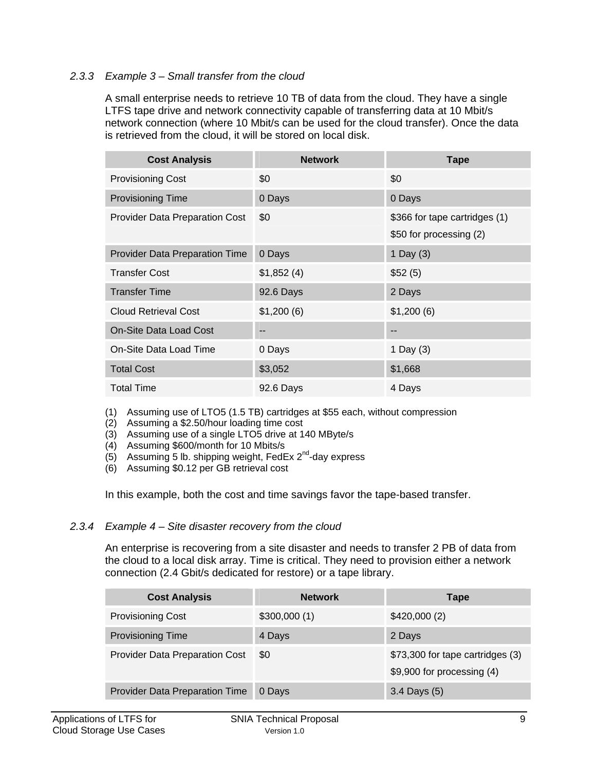### 2.3.3 *Example 3 – Small transfer from the cloud*

A small enterprise needs to retrieve 10 TB of data from the cloud. They have a single LTFS tape drive and network connectivity capable of transferring data at 10 Mbit/s network connection (where 10 Mbit/s can be used for the cloud transfer). Once the data is retrieved from the cloud, it will be stored on local disk.

| Cost Analysis | Network | Tape |
|---|---|---|
| Provisioning Cost | $0 | $0 |
| Provisioning Time | 0 Days | 0 Days |
| Provider Data Preparation Cost | $0 | $366 for tape cartridges (1)<br>$50 for processing (2) |
| Provider Data Preparation Time | 0 Days | 1 Day (3) |
| Transfer Cost | $1,852 (4) | $52 (5) |
| Transfer Time | 92.6 Days | 2 Days |
| Cloud Retrieval Cost | $1,200 (6) | $1,200 (6) |
| On-Site Data Load Cost | -- | -- |
| On-Site Data Load Time | 0 Days | 1 Day (3) |
| Total Cost | $3,052 | $1,668 |
| Total Time | 92.6 Days | 4 Days |

(1) Assuming use of LTO5 (1.5 TB) cartridges at $55 each, without compression
(2) Assuming a $2.50/hour loading time cost
(3) Assuming use of a single LTO5 drive at 140 MByte/s
(4) Assuming $600/month for 10 Mbits/s
(5) Assuming 5 lb. shipping weight, FedEx 2nd-day express
(6) Assuming $0.12 per GB retrieval cost

In this example, both the cost and time savings favor the tape-based transfer.

### 2.3.4 *Example 4 – Site disaster recovery from the cloud*

An enterprise is recovering from a site disaster and needs to transfer 2 PB of data from the cloud to a local disk array. Time is critical. They need to provision either a network connection (2.4 Gbit/s dedicated for restore) or a tape library.

| Cost Analysis | Network | Tape |
|---|---|---|
| Provisioning Cost | $300,000 (1) | $420,000 (2) |
| Provisioning Time | 4 Days | 2 Days |
| Provider Data Preparation Cost | $0 | $73,300 for tape cartridges (3)<br>$9,900 for processing (4) |
| Provider Data Preparation Time | 0 Days | 3.4 Days (5) |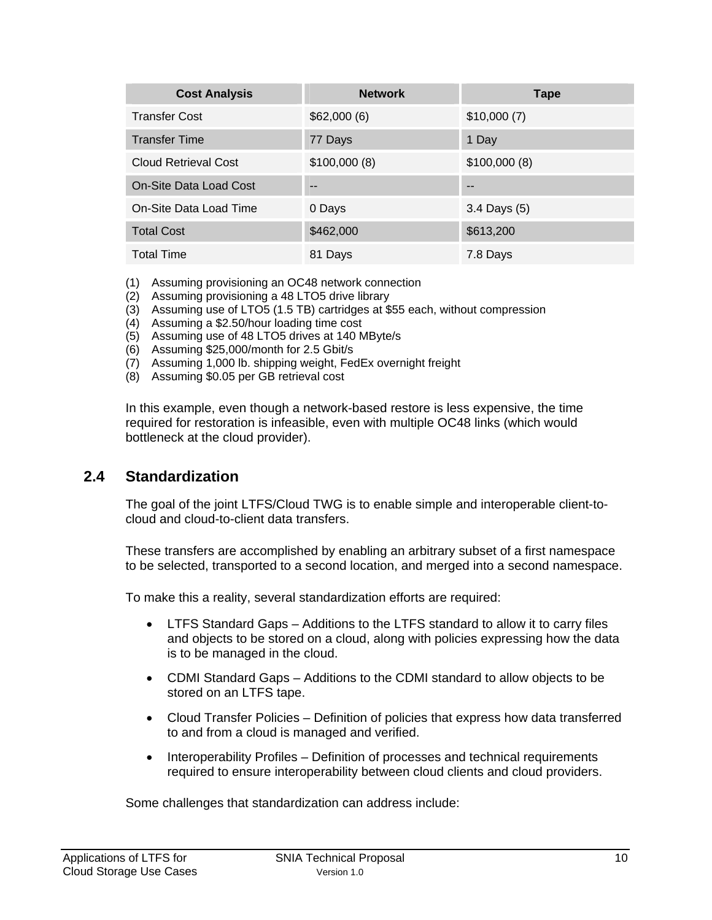| Cost Analysis | Network | Tape |
| --- | --- | --- |
| Transfer Cost | $62,000 (6) | $10,000 (7) |
| Transfer Time | 77 Days | 1 Day |
| Cloud Retrieval Cost | $100,000 (8) | $100,000 (8) |
| On-Site Data Load Cost | -- | -- |
| On-Site Data Load Time | 0 Days | 3.4 Days (5) |
| Total Cost | $462,000 | $613,200 |
| Total Time | 81 Days | 7.8 Days |

(1) Assuming provisioning an OC48 network connection
(2) Assuming provisioning a 48 LTO5 drive library
(3) Assuming use of LTO5 (1.5 TB) cartridges at $55 each, without compression
(4) Assuming a $2.50/hour loading time cost
(5) Assuming use of 48 LTO5 drives at 140 MByte/s
(6) Assuming $25,000/month for 2.5 Gbit/s
(7) Assuming 1,000 lb. shipping weight, FedEx overnight freight
(8) Assuming $0.05 per GB retrieval cost

In this example, even though a network-based restore is less expensive, the time required for restoration is infeasible, even with multiple OC48 links (which would bottleneck at the cloud provider).

## 2.4 Standardization

The goal of the joint LTFS/Cloud TWG is to enable simple and interoperable client-to-cloud and cloud-to-client data transfers.

These transfers are accomplished by enabling an arbitrary subset of a first namespace to be selected, transported to a second location, and merged into a second namespace.

To make this a reality, several standardization efforts are required:

- LTFS Standard Gaps – Additions to the LTFS standard to allow it to carry files and objects to be stored on a cloud, along with policies expressing how the data is to be managed in the cloud.
- CDMI Standard Gaps – Additions to the CDMI standard to allow objects to be stored on an LTFS tape.
- Cloud Transfer Policies – Definition of policies that express how data transferred to and from a cloud is managed and verified.
- Interoperability Profiles – Definition of processes and technical requirements required to ensure interoperability between cloud clients and cloud providers.

Some challenges that standardization can address include: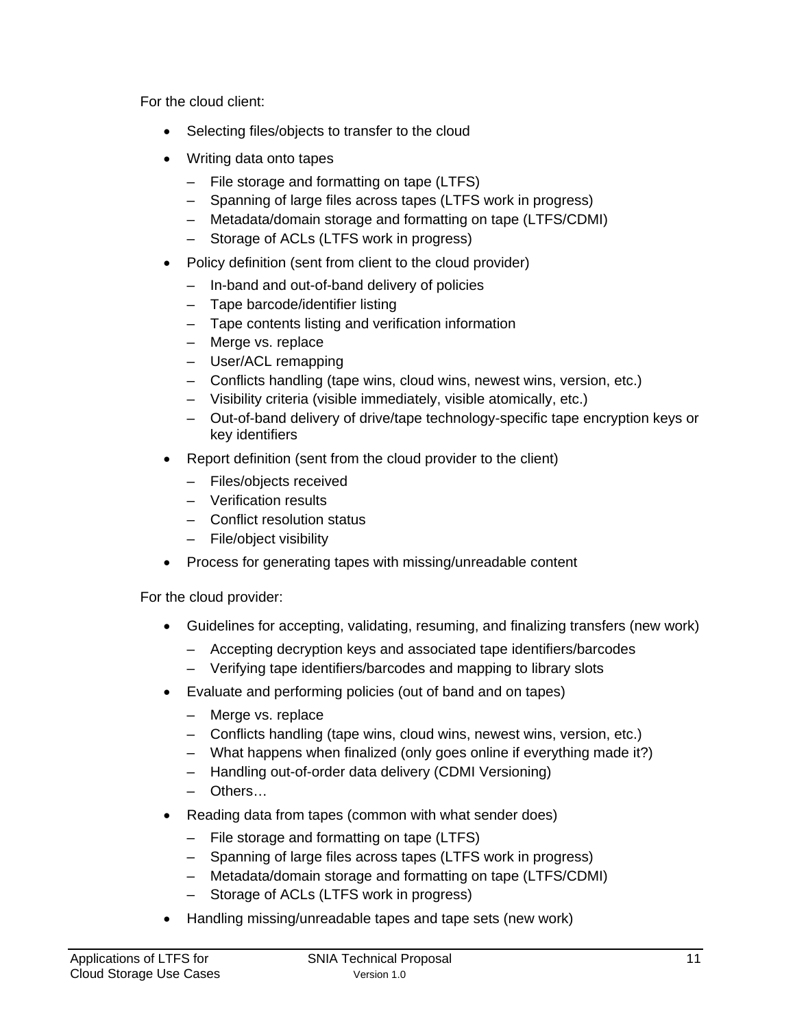For the cloud client:

- Selecting files/objects to transfer to the cloud
- Writing data onto tapes
  - File storage and formatting on tape (LTFS)
  - Spanning of large files across tapes (LTFS work in progress)
  - Metadata/domain storage and formatting on tape (LTFS/CDMI)
  - Storage of ACLs (LTFS work in progress)
- Policy definition (sent from client to the cloud provider)
  - In-band and out-of-band delivery of policies
  - Tape barcode/identifier listing
  - Tape contents listing and verification information
  - Merge vs. replace
  - User/ACL remapping
  - Conflicts handling (tape wins, cloud wins, newest wins, version, etc.)
  - Visibility criteria (visible immediately, visible atomically, etc.)
  - Out-of-band delivery of drive/tape technology-specific tape encryption keys or key identifiers
- Report definition (sent from the cloud provider to the client)
  - Files/objects received
  - Verification results
  - Conflict resolution status
  - File/object visibility
- Process for generating tapes with missing/unreadable content

For the cloud provider:

- Guidelines for accepting, validating, resuming, and finalizing transfers (new work)
  - Accepting decryption keys and associated tape identifiers/barcodes
  - Verifying tape identifiers/barcodes and mapping to library slots
- Evaluate and performing policies (out of band and on tapes)
  - Merge vs. replace
  - Conflicts handling (tape wins, cloud wins, newest wins, version, etc.)
  - What happens when finalized (only goes online if everything made it?)
  - Handling out-of-order data delivery (CDMI Versioning)
  - Others…
- Reading data from tapes (common with what sender does)
  - File storage and formatting on tape (LTFS)
  - Spanning of large files across tapes (LTFS work in progress)
  - Metadata/domain storage and formatting on tape (LTFS/CDMI)
  - Storage of ACLs (LTFS work in progress)
- Handling missing/unreadable tapes and tape sets (new work)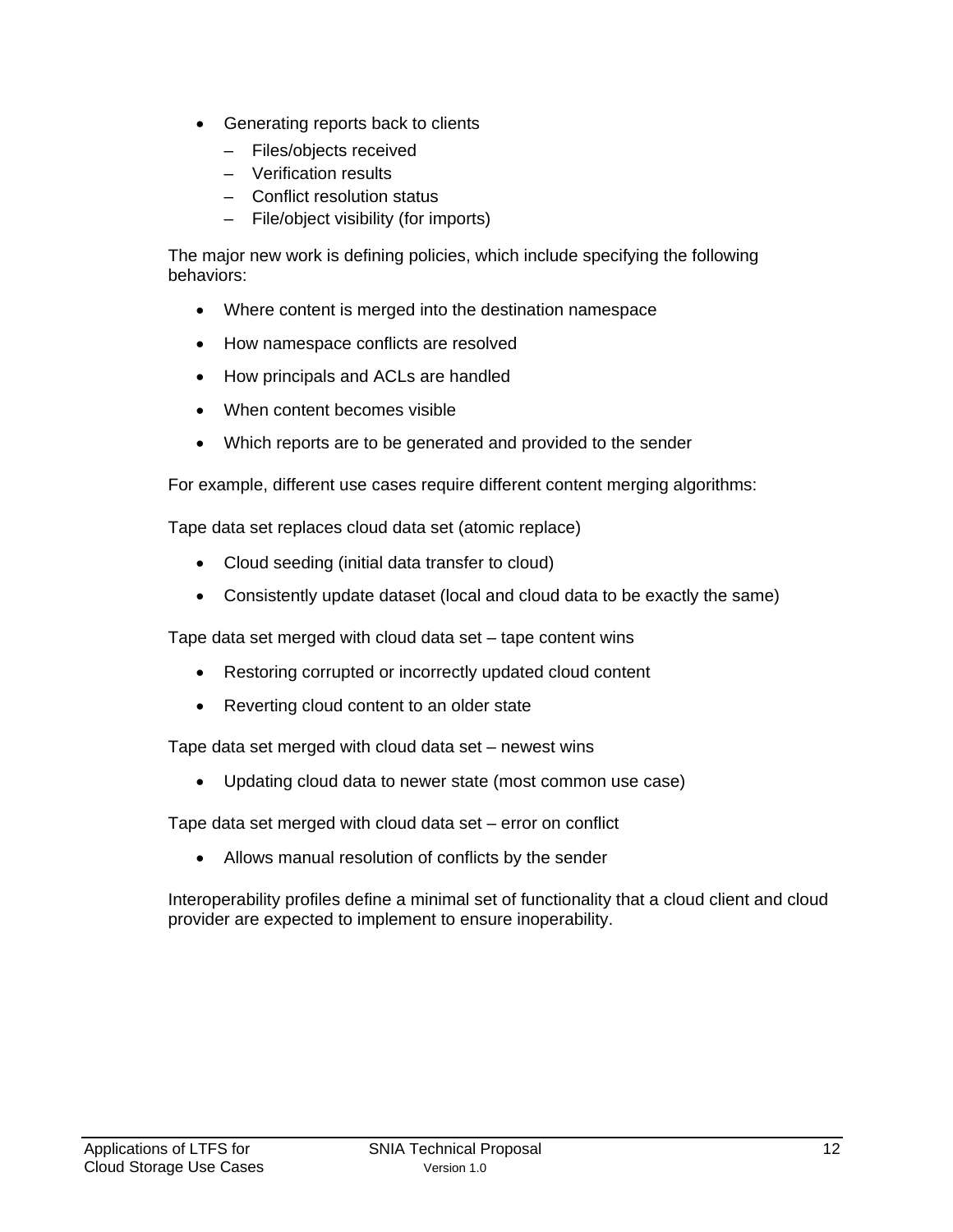- Generating reports back to clients
  - Files/objects received
  - Verification results
  - Conflict resolution status
  - File/object visibility (for imports)

The major new work is defining policies, which include specifying the following behaviors:

- Where content is merged into the destination namespace
- How namespace conflicts are resolved
- How principals and ACLs are handled
- When content becomes visible
- Which reports are to be generated and provided to the sender

For example, different use cases require different content merging algorithms:

Tape data set replaces cloud data set (atomic replace)

- Cloud seeding (initial data transfer to cloud)
- Consistently update dataset (local and cloud data to be exactly the same)

Tape data set merged with cloud data set – tape content wins

- Restoring corrupted or incorrectly updated cloud content
- Reverting cloud content to an older state

Tape data set merged with cloud data set – newest wins

- Updating cloud data to newer state (most common use case)

Tape data set merged with cloud data set – error on conflict

- Allows manual resolution of conflicts by the sender

Interoperability profiles define a minimal set of functionality that a cloud client and cloud provider are expected to implement to ensure inoperability.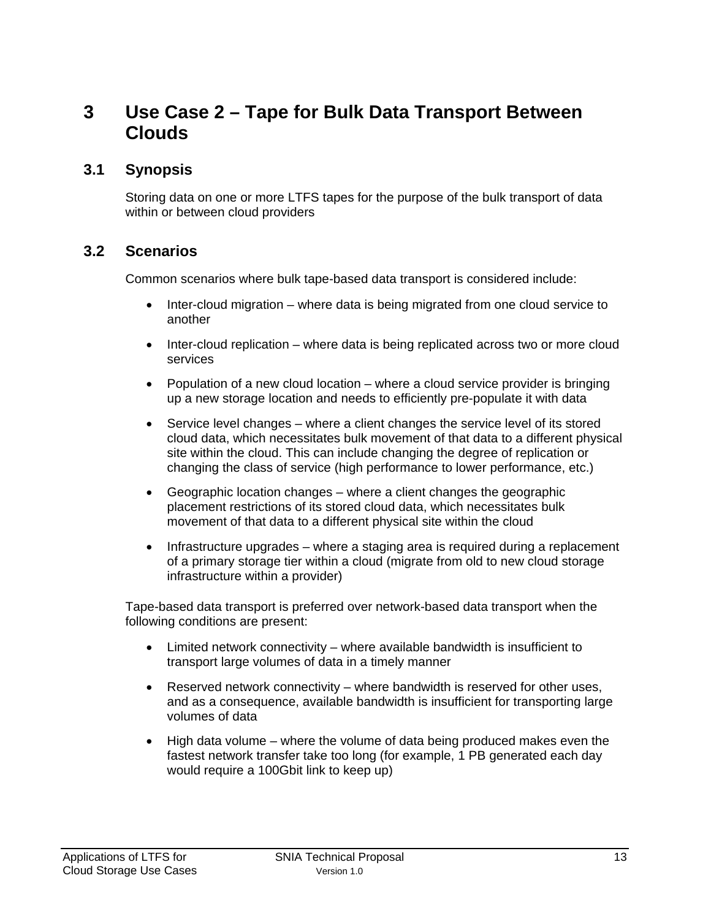# 3 Use Case 2 – Tape for Bulk Data Transport Between Clouds

## 3.1 Synopsis

Storing data on one or more LTFS tapes for the purpose of the bulk transport of data within or between cloud providers

## 3.2 Scenarios

Common scenarios where bulk tape-based data transport is considered include:

- Inter-cloud migration – where data is being migrated from one cloud service to another
- Inter-cloud replication – where data is being replicated across two or more cloud services
- Population of a new cloud location – where a cloud service provider is bringing up a new storage location and needs to efficiently pre-populate it with data
- Service level changes – where a client changes the service level of its stored cloud data, which necessitates bulk movement of that data to a different physical site within the cloud. This can include changing the degree of replication or changing the class of service (high performance to lower performance, etc.)
- Geographic location changes – where a client changes the geographic placement restrictions of its stored cloud data, which necessitates bulk movement of that data to a different physical site within the cloud
- Infrastructure upgrades – where a staging area is required during a replacement of a primary storage tier within a cloud (migrate from old to new cloud storage infrastructure within a provider)

Tape-based data transport is preferred over network-based data transport when the following conditions are present:

- Limited network connectivity – where available bandwidth is insufficient to transport large volumes of data in a timely manner
- Reserved network connectivity – where bandwidth is reserved for other uses, and as a consequence, available bandwidth is insufficient for transporting large volumes of data
- High data volume – where the volume of data being produced makes even the fastest network transfer take too long (for example, 1 PB generated each day would require a 100Gbit link to keep up)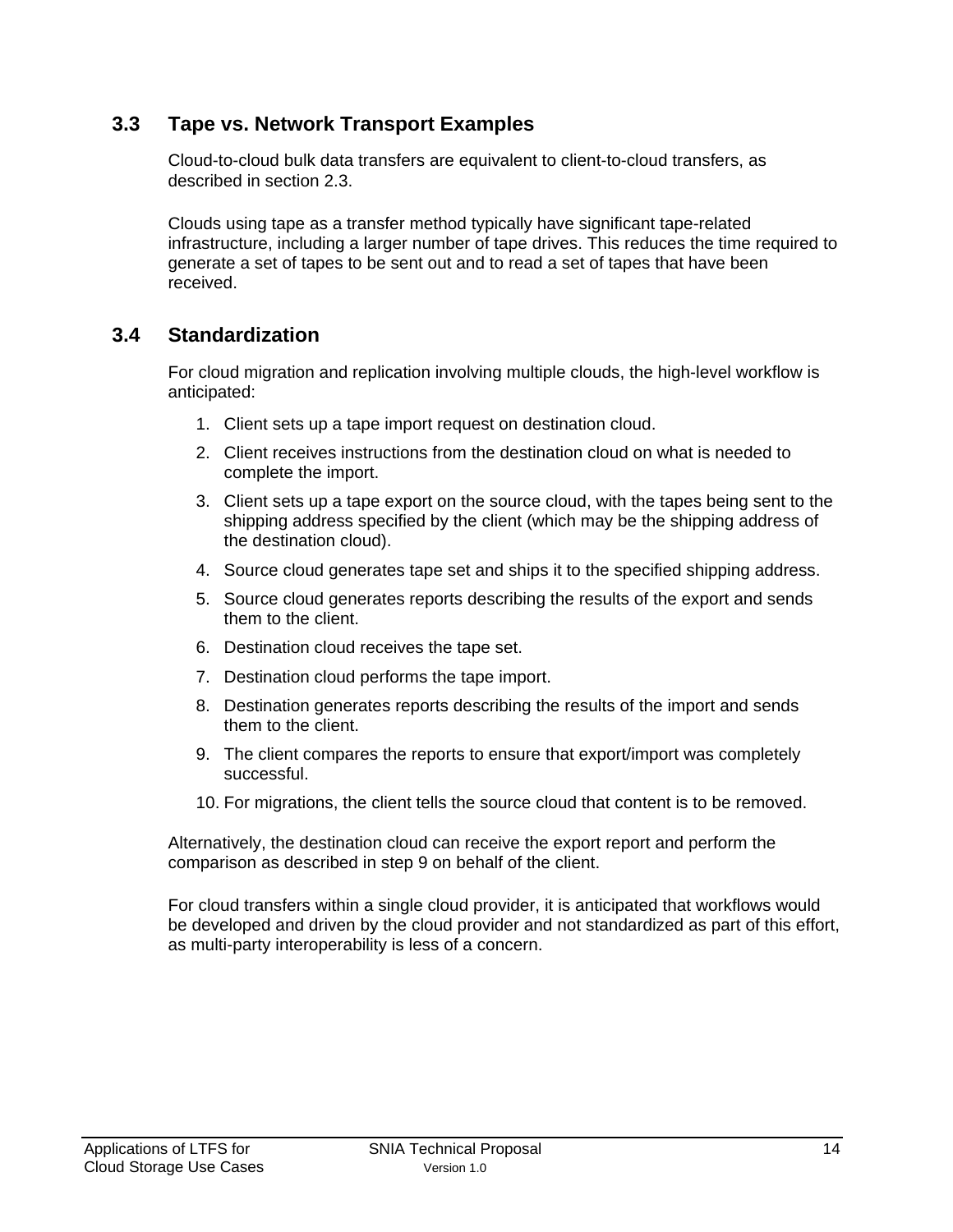## 3.3 Tape vs. Network Transport Examples

Cloud-to-cloud bulk data transfers are equivalent to client-to-cloud transfers, as described in section 2.3.

Clouds using tape as a transfer method typically have significant tape-related infrastructure, including a larger number of tape drives. This reduces the time required to generate a set of tapes to be sent out and to read a set of tapes that have been received.

## 3.4 Standardization

For cloud migration and replication involving multiple clouds, the high-level workflow is anticipated:

1. Client sets up a tape import request on destination cloud.
2. Client receives instructions from the destination cloud on what is needed to complete the import.
3. Client sets up a tape export on the source cloud, with the tapes being sent to the shipping address specified by the client (which may be the shipping address of the destination cloud).
4. Source cloud generates tape set and ships it to the specified shipping address.
5. Source cloud generates reports describing the results of the export and sends them to the client.
6. Destination cloud receives the tape set.
7. Destination cloud performs the tape import.
8. Destination generates reports describing the results of the import and sends them to the client.
9. The client compares the reports to ensure that export/import was completely successful.
10. For migrations, the client tells the source cloud that content is to be removed.

Alternatively, the destination cloud can receive the export report and perform the comparison as described in step 9 on behalf of the client.

For cloud transfers within a single cloud provider, it is anticipated that workflows would be developed and driven by the cloud provider and not standardized as part of this effort, as multi-party interoperability is less of a concern.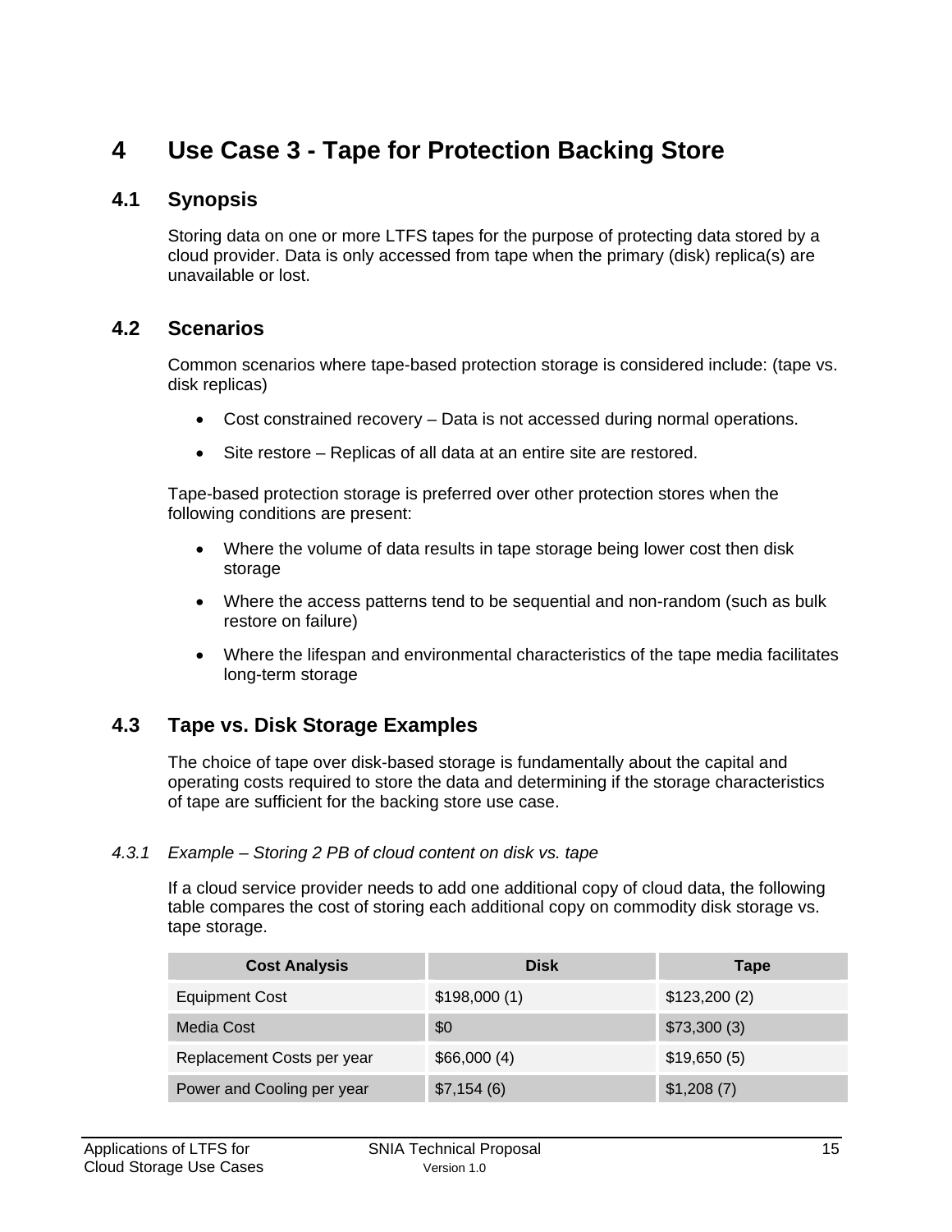# 4 Use Case 3 - Tape for Protection Backing Store

## 4.1 Synopsis

Storing data on one or more LTFS tapes for the purpose of protecting data stored by a cloud provider. Data is only accessed from tape when the primary (disk) replica(s) are unavailable or lost.

## 4.2 Scenarios

Common scenarios where tape-based protection storage is considered include: (tape vs. disk replicas)

- Cost constrained recovery – Data is not accessed during normal operations.
- Site restore – Replicas of all data at an entire site are restored.

Tape-based protection storage is preferred over other protection stores when the following conditions are present:

- Where the volume of data results in tape storage being lower cost then disk storage
- Where the access patterns tend to be sequential and non-random (such as bulk restore on failure)
- Where the lifespan and environmental characteristics of the tape media facilitates long-term storage

## 4.3 Tape vs. Disk Storage Examples

The choice of tape over disk-based storage is fundamentally about the capital and operating costs required to store the data and determining if the storage characteristics of tape are sufficient for the backing store use case.

### *4.3.1 Example – Storing 2 PB of cloud content on disk vs. tape*

If a cloud service provider needs to add one additional copy of cloud data, the following table compares the cost of storing each additional copy on commodity disk storage vs. tape storage.

| Cost Analysis | Disk | Tape |
|---|---|---|
| Equipment Cost | $198,000 (1) | $123,200 (2) |
| Media Cost | $0 | $73,300 (3) |
| Replacement Costs per year | $66,000 (4) | $19,650 (5) |
| Power and Cooling per year | $7,154 (6) | $1,208 (7) |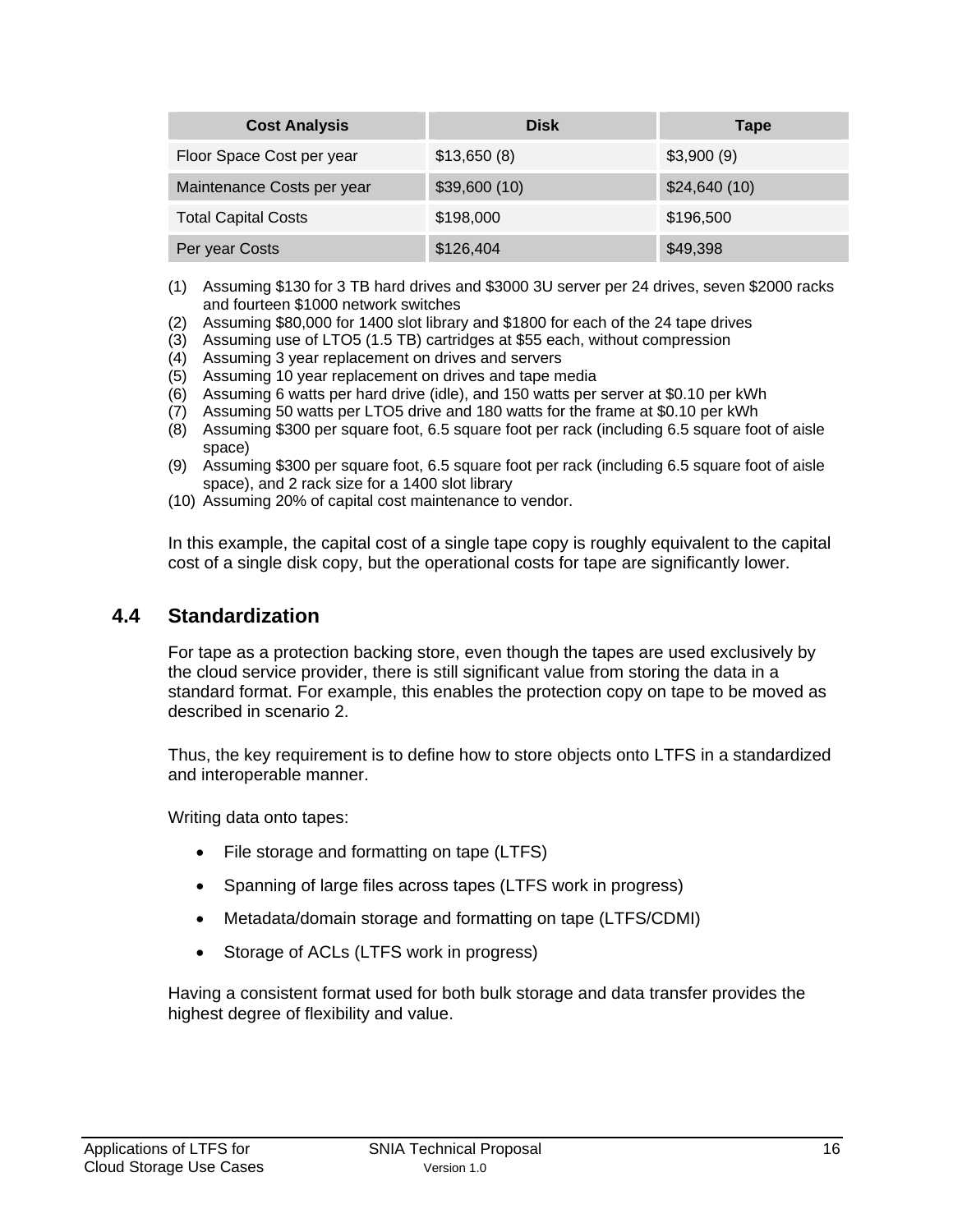| Cost Analysis | Disk | Tape |
| --- | --- | --- |
| Floor Space Cost per year | $13,650 (8) | $3,900 (9) |
| Maintenance Costs per year | $39,600 (10) | $24,640 (10) |
| Total Capital Costs | $198,000 | $196,500 |
| Per year Costs | $126,404 | $49,398 |

(1) Assuming $130 for 3 TB hard drives and $3000 3U server per 24 drives, seven $2000 racks and fourteen $1000 network switches
(2) Assuming $80,000 for 1400 slot library and $1800 for each of the 24 tape drives
(3) Assuming use of LTO5 (1.5 TB) cartridges at $55 each, without compression
(4) Assuming 3 year replacement on drives and servers
(5) Assuming 10 year replacement on drives and tape media
(6) Assuming 6 watts per hard drive (idle), and 150 watts per server at $0.10 per kWh
(7) Assuming 50 watts per LTO5 drive and 180 watts for the frame at $0.10 per kWh
(8) Assuming $300 per square foot, 6.5 square foot per rack (including 6.5 square foot of aisle space)
(9) Assuming $300 per square foot, 6.5 square foot per rack (including 6.5 square foot of aisle space), and 2 rack size for a 1400 slot library
(10) Assuming 20% of capital cost maintenance to vendor.

In this example, the capital cost of a single tape copy is roughly equivalent to the capital cost of a single disk copy, but the operational costs for tape are significantly lower.

## 4.4 Standardization

For tape as a protection backing store, even though the tapes are used exclusively by the cloud service provider, there is still significant value from storing the data in a standard format. For example, this enables the protection copy on tape to be moved as described in scenario 2.

Thus, the key requirement is to define how to store objects onto LTFS in a standardized and interoperable manner.

Writing data onto tapes:

- File storage and formatting on tape (LTFS)
- Spanning of large files across tapes (LTFS work in progress)
- Metadata/domain storage and formatting on tape (LTFS/CDMI)
- Storage of ACLs (LTFS work in progress)

Having a consistent format used for both bulk storage and data transfer provides the highest degree of flexibility and value.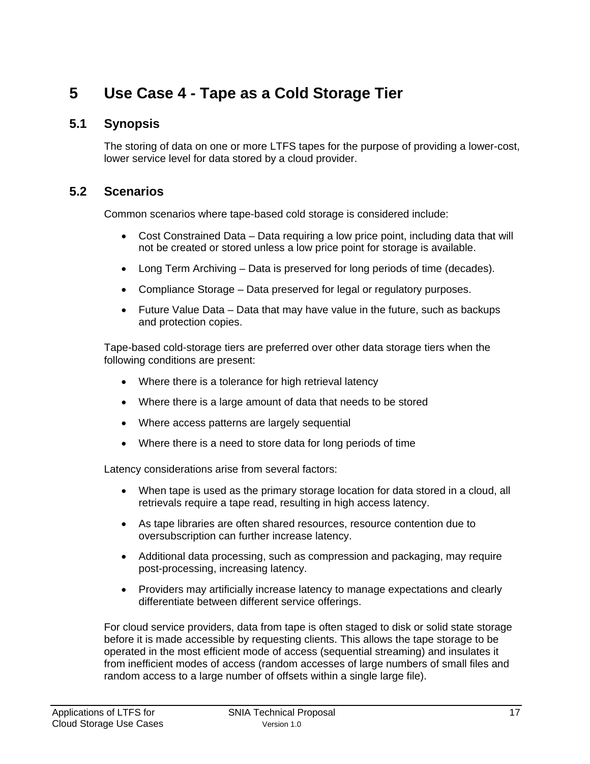# 5 Use Case 4 - Tape as a Cold Storage Tier

## 5.1 Synopsis

The storing of data on one or more LTFS tapes for the purpose of providing a lower-cost, lower service level for data stored by a cloud provider.

## 5.2 Scenarios

Common scenarios where tape-based cold storage is considered include:

- Cost Constrained Data – Data requiring a low price point, including data that will not be created or stored unless a low price point for storage is available.
- Long Term Archiving – Data is preserved for long periods of time (decades).
- Compliance Storage – Data preserved for legal or regulatory purposes.
- Future Value Data – Data that may have value in the future, such as backups and protection copies.

Tape-based cold-storage tiers are preferred over other data storage tiers when the following conditions are present:

- Where there is a tolerance for high retrieval latency
- Where there is a large amount of data that needs to be stored
- Where access patterns are largely sequential
- Where there is a need to store data for long periods of time

Latency considerations arise from several factors:

- When tape is used as the primary storage location for data stored in a cloud, all retrievals require a tape read, resulting in high access latency.
- As tape libraries are often shared resources, resource contention due to oversubscription can further increase latency.
- Additional data processing, such as compression and packaging, may require post-processing, increasing latency.
- Providers may artificially increase latency to manage expectations and clearly differentiate between different service offerings.

For cloud service providers, data from tape is often staged to disk or solid state storage before it is made accessible by requesting clients. This allows the tape storage to be operated in the most efficient mode of access (sequential streaming) and insulates it from inefficient modes of access (random accesses of large numbers of small files and random access to a large number of offsets within a single large file).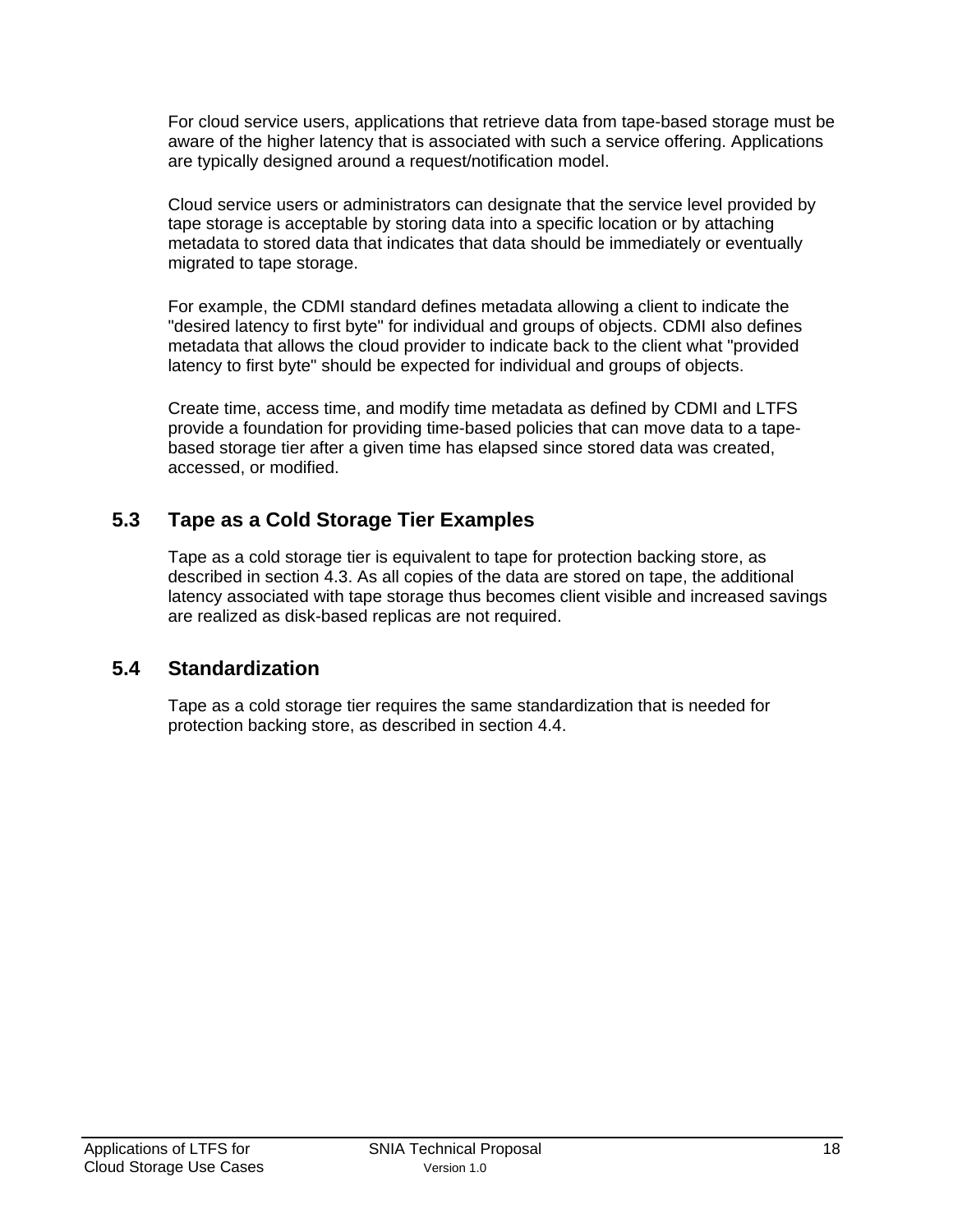For cloud service users, applications that retrieve data from tape-based storage must be aware of the higher latency that is associated with such a service offering. Applications are typically designed around a request/notification model.

Cloud service users or administrators can designate that the service level provided by tape storage is acceptable by storing data into a specific location or by attaching metadata to stored data that indicates that data should be immediately or eventually migrated to tape storage.

For example, the CDMI standard defines metadata allowing a client to indicate the "desired latency to first byte" for individual and groups of objects. CDMI also defines metadata that allows the cloud provider to indicate back to the client what "provided latency to first byte" should be expected for individual and groups of objects.

Create time, access time, and modify time metadata as defined by CDMI and LTFS provide a foundation for providing time-based policies that can move data to a tape-based storage tier after a given time has elapsed since stored data was created, accessed, or modified.

## 5.3 Tape as a Cold Storage Tier Examples

Tape as a cold storage tier is equivalent to tape for protection backing store, as described in section 4.3. As all copies of the data are stored on tape, the additional latency associated with tape storage thus becomes client visible and increased savings are realized as disk-based replicas are not required.

## 5.4 Standardization

Tape as a cold storage tier requires the same standardization that is needed for protection backing store, as described in section 4.4.